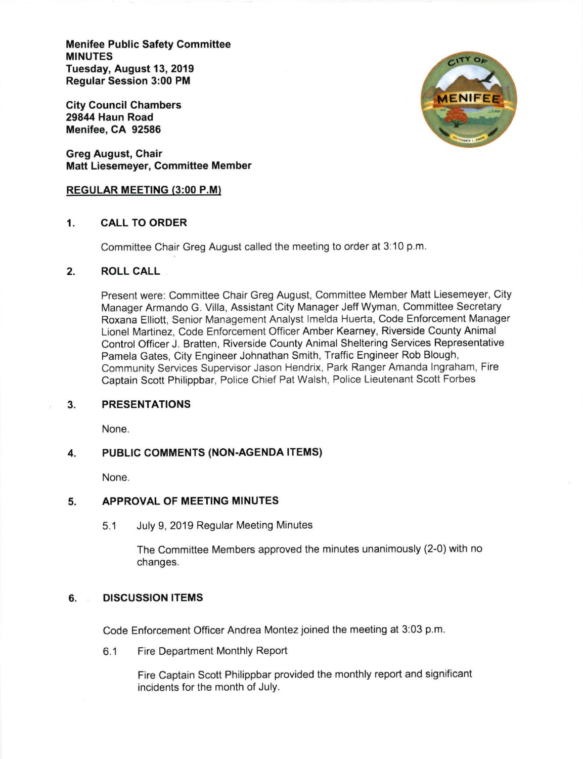**Menifee Public Safety Committee**
**MINUTES**
**Tuesday, August 13, 2019**
**Regular Session 3:00 PM**

**City Council Chambers**
**29844 Haun Road**
**Menifee, CA 92586**

**Greg August, Chair**
**Matt Liesemeyer, Committee Member**

**REGULAR MEETING (3:00 P.M)**

## 1. CALL TO ORDER

Committee Chair Greg August called the meeting to order at 3:10 p.m.

## 2. ROLL CALL

Present were: Committee Chair Greg August, Committee Member Matt Liesemeyer, City Manager Armando G. Villa, Assistant City Manager Jeff Wyman, Committee Secretary Roxana Elliott, Senior Management Analyst Imelda Huerta, Code Enforcement Manager Lionel Martinez, Code Enforcement Officer Amber Kearney, Riverside County Animal Control Officer J. Bratten, Riverside County Animal Sheltering Services Representative Pamela Gates, City Engineer Johnathan Smith, Traffic Engineer Rob Blough, Community Services Supervisor Jason Hendrix, Park Ranger Amanda Ingraham, Fire Captain Scott Philippbar, Police Chief Pat Walsh, Police Lieutenant Scott Forbes

## 3. PRESENTATIONS

None.

## 4. PUBLIC COMMENTS (NON-AGENDA ITEMS)

None.

## 5. APPROVAL OF MEETING MINUTES

5.1 July 9, 2019 Regular Meeting Minutes

The Committee Members approved the minutes unanimously (2-0) with no changes.

## 6. DISCUSSION ITEMS

Code Enforcement Officer Andrea Montez joined the meeting at 3:03 p.m.

6.1 Fire Department Monthly Report

Fire Captain Scott Philippbar provided the monthly report and significant incidents for the month of July.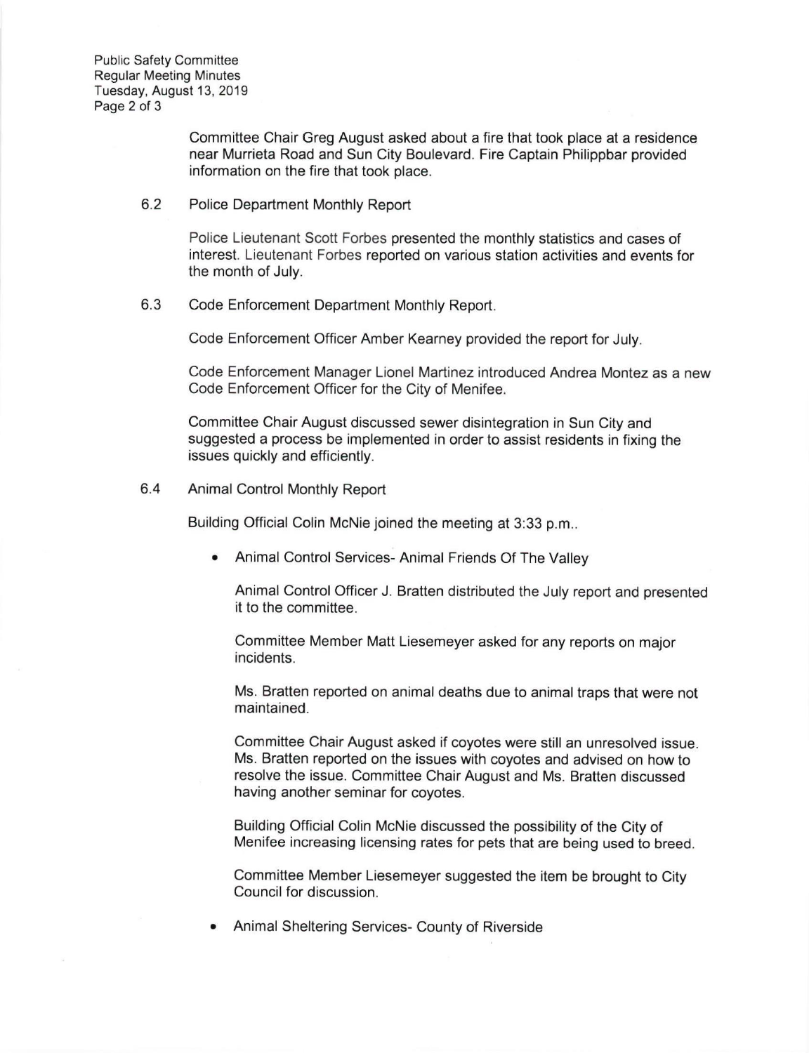Committee Chair Greg August asked about a fire that took place at a residence near Murrieta Road and Sun City Boulevard. Fire Captain Philippbar provided information on the fire that took place.

6.2 Police Department Monthly Report

Police Lieutenant Scott Forbes presented the monthly statistics and cases of interest. Lieutenant Forbes reported on various station activities and events for the month of July.

6.3 Code Enforcement Department Monthly Report.

Code Enforcement Officer Amber Kearney provided the report for July.

Code Enforcement Manager Lionel Martinez introduced Andrea Montez as a new Code Enforcement Officer for the City of Menifee.

Committee Chair August discussed sewer disintegration in Sun City and suggested a process be implemented in order to assist residents in fixing the issues quickly and efficiently.

6.4 Animal Control Monthly Report

Building Official Colin McNie joined the meeting at 3:33 p.m..

- Animal Control Services- Animal Friends Of The Valley

  Animal Control Officer J. Bratten distributed the July report and presented it to the committee.

  Committee Member Matt Liesemeyer asked for any reports on major incidents.

  Ms. Bratten reported on animal deaths due to animal traps that were not maintained.

  Committee Chair August asked if coyotes were still an unresolved issue. Ms. Bratten reported on the issues with coyotes and advised on how to resolve the issue. Committee Chair August and Ms. Bratten discussed having another seminar for coyotes.

  Building Official Colin McNie discussed the possibility of the City of Menifee increasing licensing rates for pets that are being used to breed.

  Committee Member Liesemeyer suggested the item be brought to City Council for discussion.

- Animal Sheltering Services- County of Riverside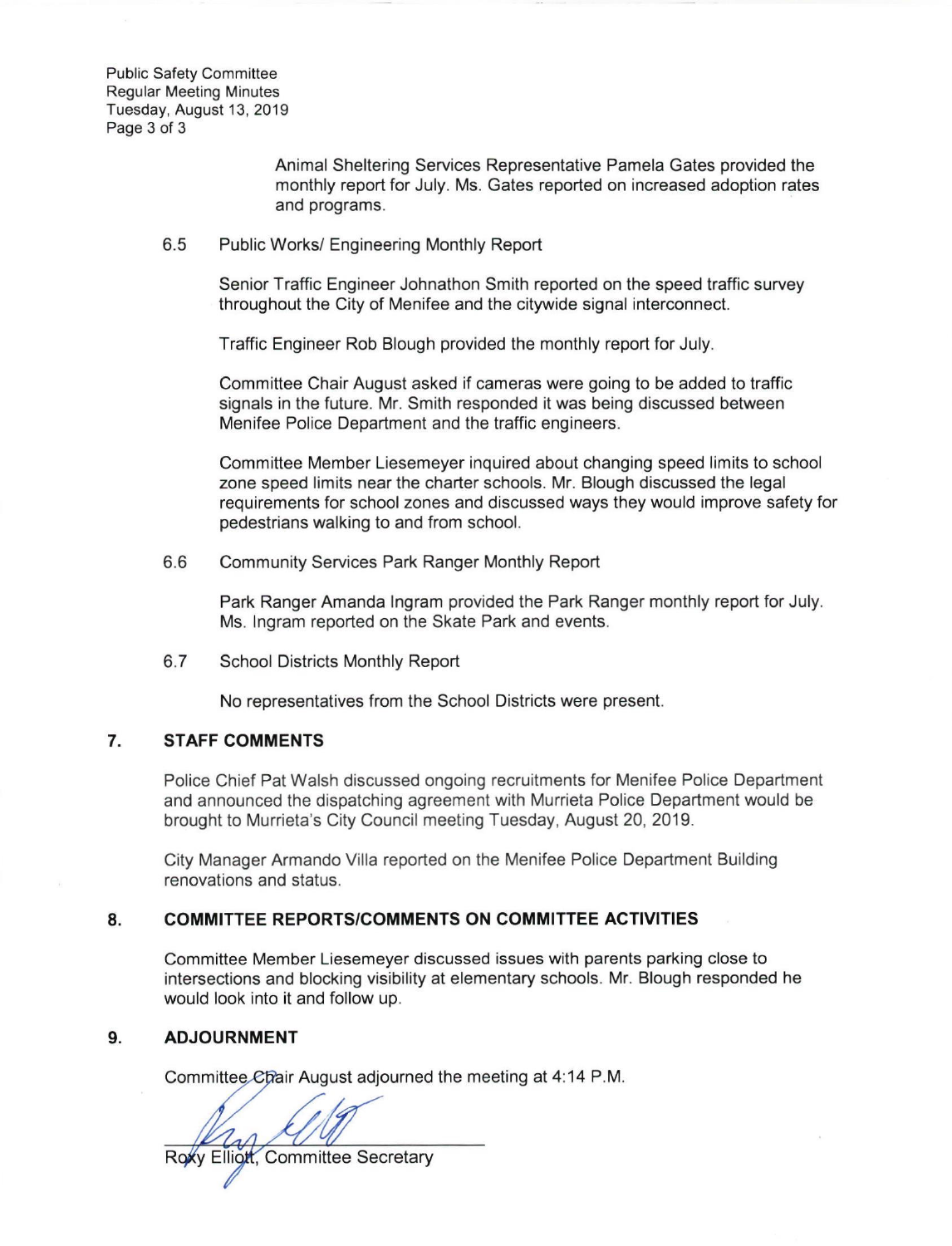Animal Sheltering Services Representative Pamela Gates provided the monthly report for July. Ms. Gates reported on increased adoption rates and programs.

6.5 Public Works/ Engineering Monthly Report

Senior Traffic Engineer Johnathon Smith reported on the speed traffic survey throughout the City of Menifee and the citywide signal interconnect.

Traffic Engineer Rob Blough provided the monthly report for July.

Committee Chair August asked if cameras were going to be added to traffic signals in the future. Mr. Smith responded it was being discussed between Menifee Police Department and the traffic engineers.

Committee Member Liesemeyer inquired about changing speed limits to school zone speed limits near the charter schools. Mr. Blough discussed the legal requirements for school zones and discussed ways they would improve safety for pedestrians walking to and from school.

6.6 Community Services Park Ranger Monthly Report

Park Ranger Amanda Ingram provided the Park Ranger monthly report for July. Ms. Ingram reported on the Skate Park and events.

6.7 School Districts Monthly Report

No representatives from the School Districts were present.

## 7. STAFF COMMENTS

Police Chief Pat Walsh discussed ongoing recruitments for Menifee Police Department and announced the dispatching agreement with Murrieta Police Department would be brought to Murrieta's City Council meeting Tuesday, August 20, 2019.

City Manager Armando Villa reported on the Menifee Police Department Building renovations and status.

## 8. COMMITTEE REPORTS/COMMENTS ON COMMITTEE ACTIVITIES

Committee Member Liesemeyer discussed issues with parents parking close to intersections and blocking visibility at elementary schools. Mr. Blough responded he would look into it and follow up.

## 9. ADJOURNMENT

Committee Chair August adjourned the meeting at 4:14 P.M.

Roxy Elliott, Committee Secretary